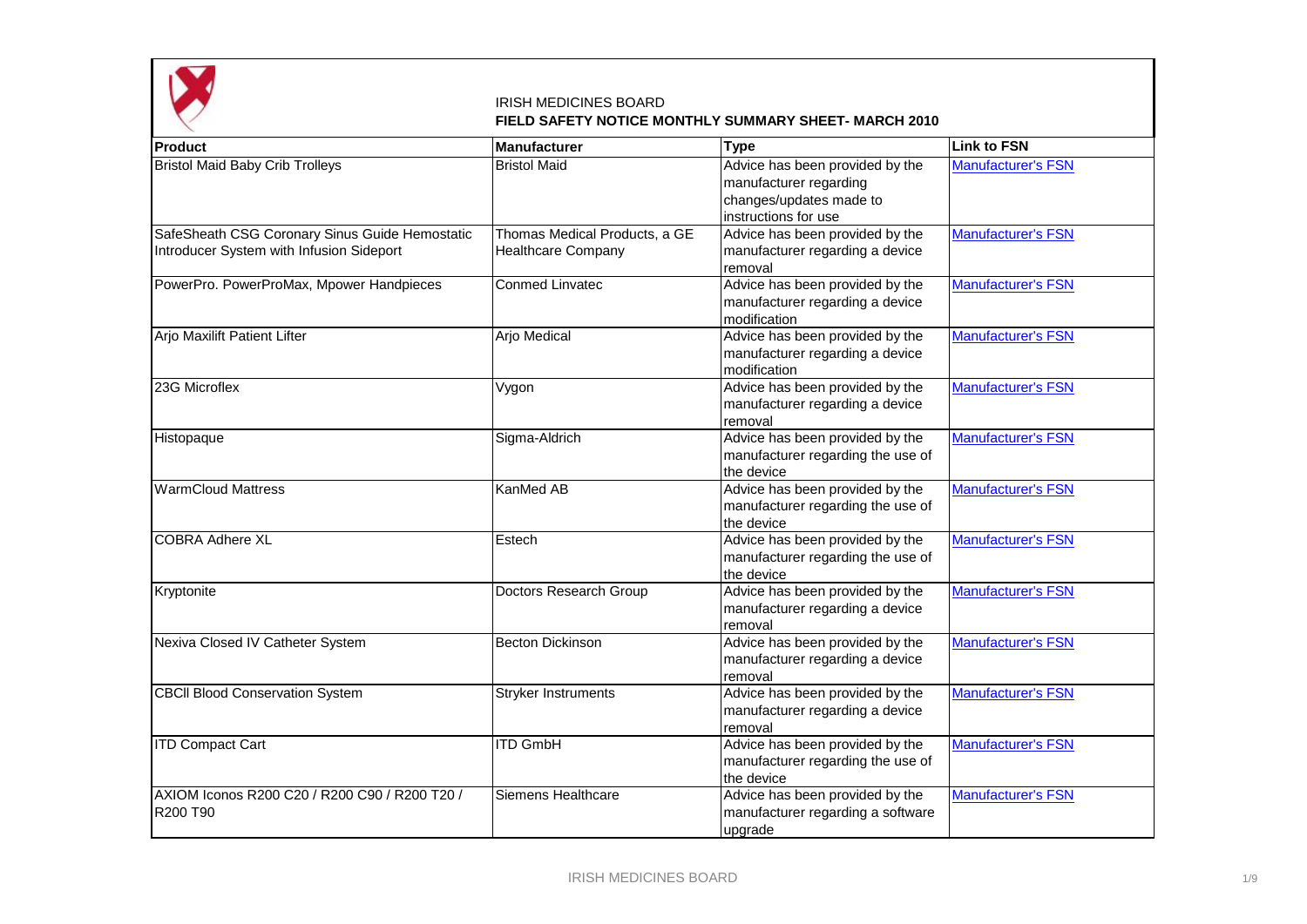IRISH MEDICINES BOARD

**FIELD SAFETY NOTICE MONTHLY SUMMARY SHEET- MARCH 2010**

| **Product** | **Manufacturer** | **Type** | **Link to FSN** |
|---|---|---|---|
| Bristol Maid Baby Crib Trolleys | Bristol Maid | Advice has been provided by the manufacturer regarding changes/updates made to instructions for use | Manufacturer's FSN |
| SafeSheath CSG Coronary Sinus Guide Hemostatic Introducer System with Infusion Sideport | Thomas Medical Products, a GE Healthcare Company | Advice has been provided by the manufacturer regarding a device removal | Manufacturer's FSN |
| PowerPro. PowerProMax, Mpower Handpieces | Conmed Linvatec | Advice has been provided by the manufacturer regarding a device modification | Manufacturer's FSN |
| Arjo Maxilift Patient Lifter | Arjo Medical | Advice has been provided by the manufacturer regarding a device modification | Manufacturer's FSN |
| 23G Microflex | Vygon | Advice has been provided by the manufacturer regarding a device removal | Manufacturer's FSN |
| Histopaque | Sigma-Aldrich | Advice has been provided by the manufacturer regarding the use of the device | Manufacturer's FSN |
| WarmCloud Mattress | KanMed AB | Advice has been provided by the manufacturer regarding the use of the device | Manufacturer's FSN |
| COBRA Adhere XL | Estech | Advice has been provided by the manufacturer regarding the use of the device | Manufacturer's FSN |
| Kryptonite | Doctors Research Group | Advice has been provided by the manufacturer regarding a device removal | Manufacturer's FSN |
| Nexiva Closed IV Catheter System | Becton Dickinson | Advice has been provided by the manufacturer regarding a device removal | Manufacturer's FSN |
| CBCll Blood Conservation System | Stryker Instruments | Advice has been provided by the manufacturer regarding a device removal | Manufacturer's FSN |
| ITD Compact Cart | ITD GmbH | Advice has been provided by the manufacturer regarding the use of the device | Manufacturer's FSN |
| AXIOM Iconos R200 C20 / R200 C90 / R200 T20 / R200 T90 | Siemens Healthcare | Advice has been provided by the manufacturer regarding a software upgrade | Manufacturer's FSN |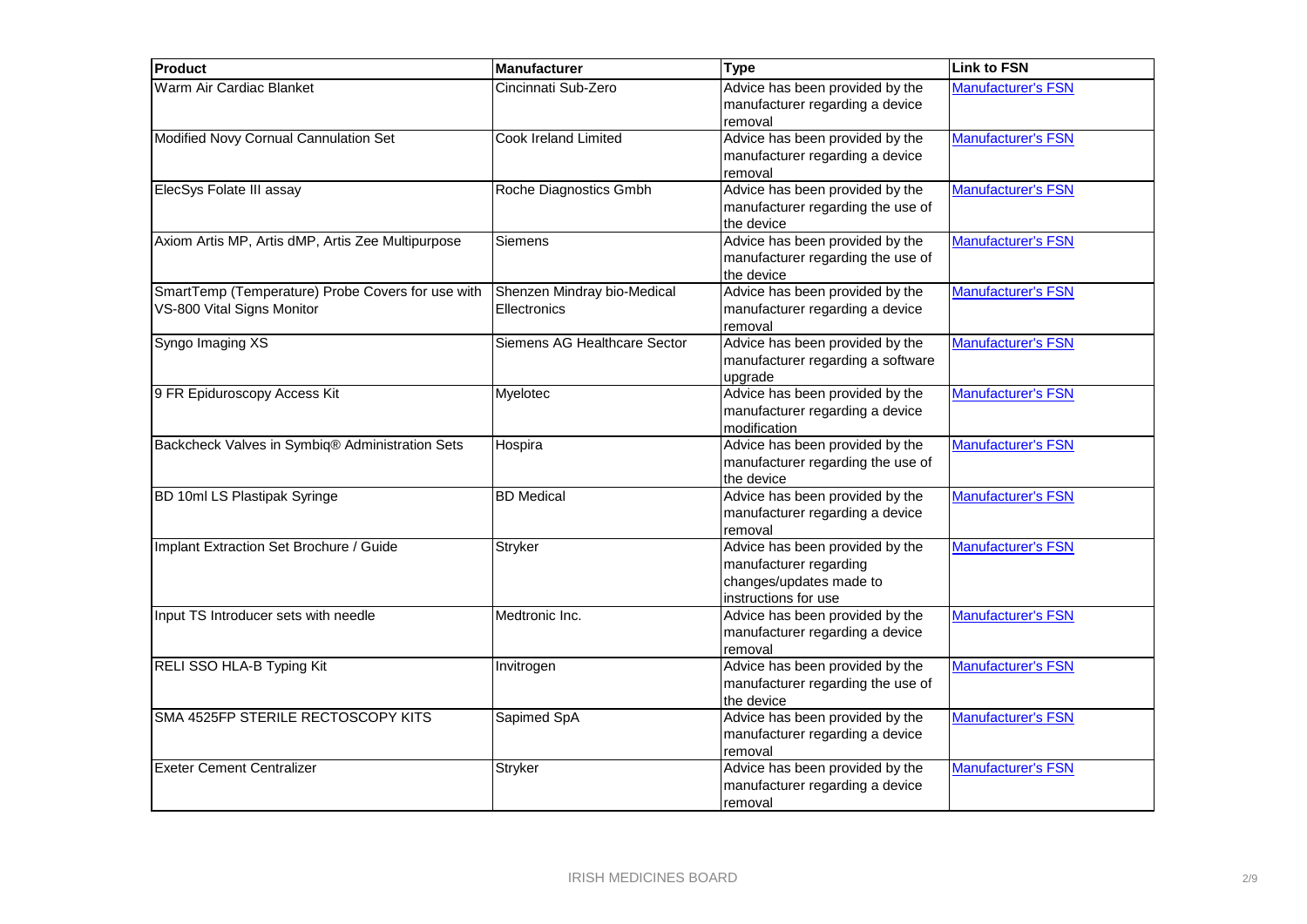| Product | Manufacturer | Type | Link to FSN |
| --- | --- | --- | --- |
| Warm Air Cardiac Blanket | Cincinnati Sub-Zero | Advice has been provided by the manufacturer regarding a device removal | Manufacturer's FSN |
| Modified Novy Cornual Cannulation Set | Cook Ireland Limited | Advice has been provided by the manufacturer regarding a device removal | Manufacturer's FSN |
| ElecSys Folate III assay | Roche Diagnostics Gmbh | Advice has been provided by the manufacturer regarding the use of the device | Manufacturer's FSN |
| Axiom Artis MP, Artis dMP, Artis Zee Multipurpose | Siemens | Advice has been provided by the manufacturer regarding the use of the device | Manufacturer's FSN |
| SmartTemp (Temperature) Probe Covers for use with VS-800 Vital Signs Monitor | Shenzen Mindray bio-Medical Electronics | Advice has been provided by the manufacturer regarding a device removal | Manufacturer's FSN |
| Syngo Imaging XS | Siemens AG Healthcare Sector | Advice has been provided by the manufacturer regarding a software upgrade | Manufacturer's FSN |
| 9 FR Epiduroscopy Access Kit | Myelotec | Advice has been provided by the manufacturer regarding a device modification | Manufacturer's FSN |
| Backcheck Valves in Symbiq® Administration Sets | Hospira | Advice has been provided by the manufacturer regarding the use of the device | Manufacturer's FSN |
| BD 10ml LS Plastipak Syringe | BD Medical | Advice has been provided by the manufacturer regarding a device removal | Manufacturer's FSN |
| Implant Extraction Set Brochure / Guide | Stryker | Advice has been provided by the manufacturer regarding changes/updates made to instructions for use | Manufacturer's FSN |
| Input TS Introducer sets with needle | Medtronic Inc. | Advice has been provided by the manufacturer regarding a device removal | Manufacturer's FSN |
| RELI SSO HLA-B Typing Kit | Invitrogen | Advice has been provided by the manufacturer regarding the use of the device | Manufacturer's FSN |
| SMA 4525FP STERILE RECTOSCOPY KITS | Sapimed SpA | Advice has been provided by the manufacturer regarding a device removal | Manufacturer's FSN |
| Exeter Cement Centralizer | Stryker | Advice has been provided by the manufacturer regarding a device removal | Manufacturer's FSN |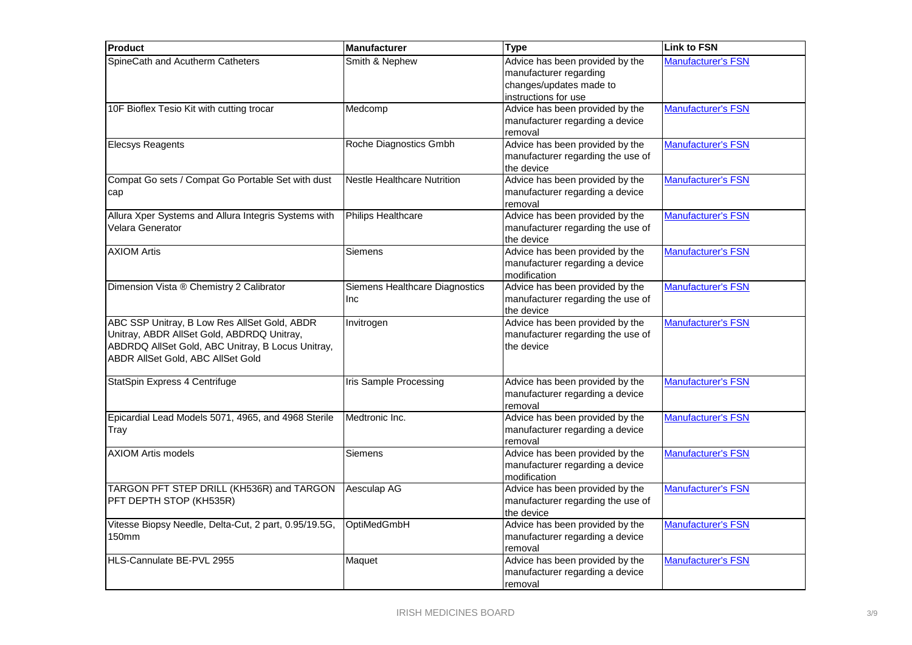| Product | Manufacturer | Type | Link to FSN |
|---|---|---|---|
| SpineCath and Acutherm Catheters | Smith & Nephew | Advice has been provided by the manufacturer regarding changes/updates made to instructions for use | Manufacturer's FSN |
| 10F Bioflex Tesio Kit with cutting trocar | Medcomp | Advice has been provided by the manufacturer regarding a device removal | Manufacturer's FSN |
| Elecsys Reagents | Roche Diagnostics Gmbh | Advice has been provided by the manufacturer regarding the use of the device | Manufacturer's FSN |
| Compat Go sets / Compat Go Portable Set with dust cap | Nestle Healthcare Nutrition | Advice has been provided by the manufacturer regarding a device removal | Manufacturer's FSN |
| Allura Xper Systems and Allura Integris Systems with Velara Generator | Philips Healthcare | Advice has been provided by the manufacturer regarding the use of the device | Manufacturer's FSN |
| AXIOM Artis | Siemens | Advice has been provided by the manufacturer regarding a device modification | Manufacturer's FSN |
| Dimension Vista ® Chemistry 2 Calibrator | Siemens Healthcare Diagnostics Inc | Advice has been provided by the manufacturer regarding the use of the device | Manufacturer's FSN |
| ABC SSP Unitray, B Low Res AllSet Gold, ABDR Unitray, ABDR AllSet Gold, ABDRDQ Unitray, ABDRDQ AllSet Gold, ABC Unitray, B Locus Unitray, ABDR AllSet Gold, ABC AllSet Gold | Invitrogen | Advice has been provided by the manufacturer regarding the use of the device | Manufacturer's FSN |
| StatSpin Express 4 Centrifuge | Iris Sample Processing | Advice has been provided by the manufacturer regarding a device removal | Manufacturer's FSN |
| Epicardial Lead Models 5071, 4965, and 4968 Sterile Tray | Medtronic Inc. | Advice has been provided by the manufacturer regarding a device removal | Manufacturer's FSN |
| AXIOM Artis models | Siemens | Advice has been provided by the manufacturer regarding a device modification | Manufacturer's FSN |
| TARGON PFT STEP DRILL (KH536R) and TARGON PFT DEPTH STOP (KH535R) | Aesculap AG | Advice has been provided by the manufacturer regarding the use of the device | Manufacturer's FSN |
| Vitesse Biopsy Needle, Delta-Cut, 2 part, 0.95/19.5G, 150mm | OptiMedGmbH | Advice has been provided by the manufacturer regarding a device removal | Manufacturer's FSN |
| HLS-Cannulate BE-PVL 2955 | Maquet | Advice has been provided by the manufacturer regarding a device removal | Manufacturer's FSN |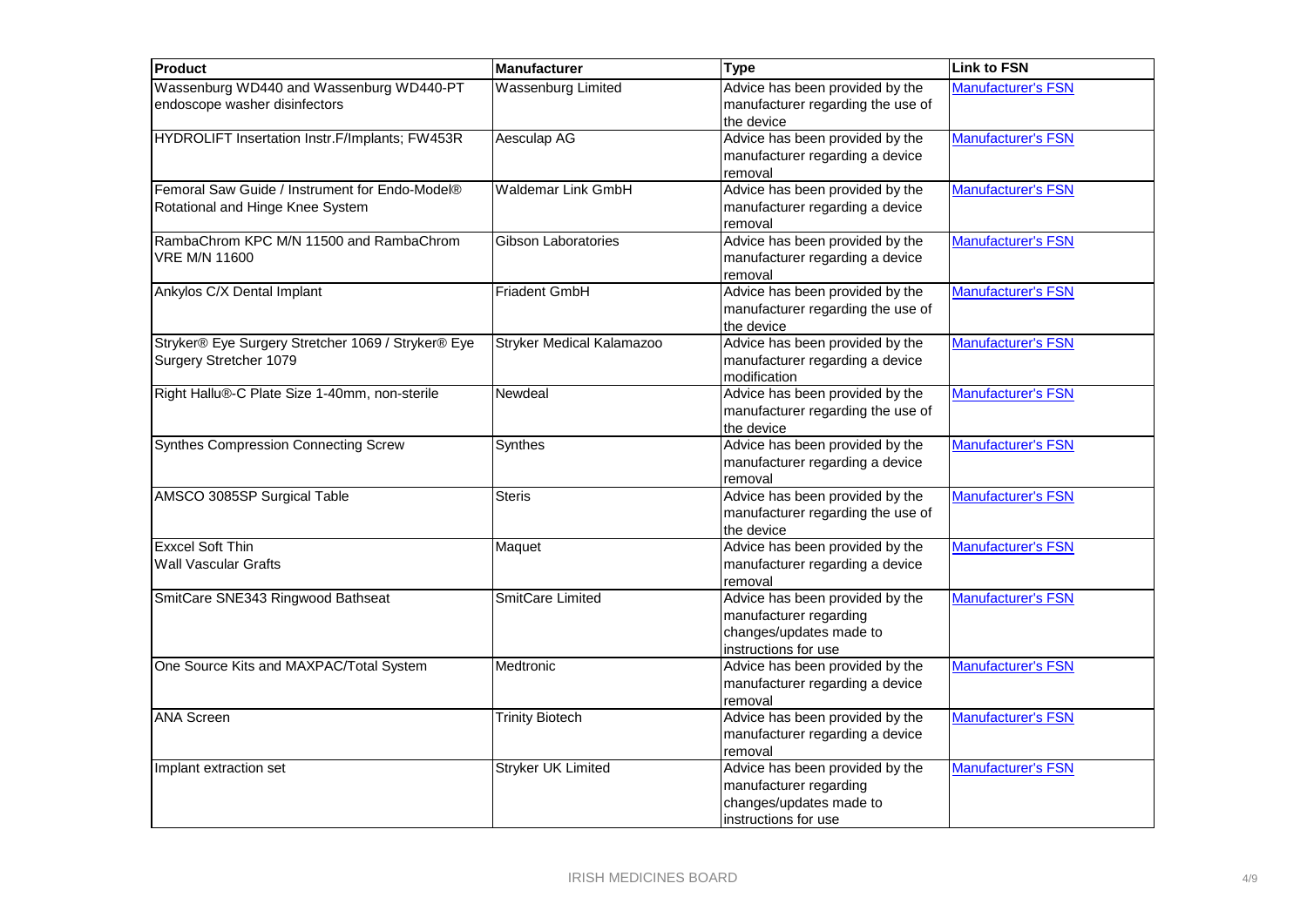| Product | Manufacturer | Type | Link to FSN |
|---|---|---|---|
| Wassenburg WD440 and Wassenburg WD440-PT endoscope washer disinfectors | Wassenburg Limited | Advice has been provided by the manufacturer regarding the use of the device | Manufacturer's FSN |
| HYDROLIFT Insertation Instr.F/Implants; FW453R | Aesculap AG | Advice has been provided by the manufacturer regarding a device removal | Manufacturer's FSN |
| Femoral Saw Guide / Instrument for Endo-Model® Rotational and Hinge Knee System | Waldemar Link GmbH | Advice has been provided by the manufacturer regarding a device removal | Manufacturer's FSN |
| RambaChrom KPC M/N 11500 and RambaChrom VRE M/N 11600 | Gibson Laboratories | Advice has been provided by the manufacturer regarding a device removal | Manufacturer's FSN |
| Ankylos C/X Dental Implant | Friadent GmbH | Advice has been provided by the manufacturer regarding the use of the device | Manufacturer's FSN |
| Stryker® Eye Surgery Stretcher 1069 / Stryker® Eye Surgery Stretcher 1079 | Stryker Medical Kalamazoo | Advice has been provided by the manufacturer regarding a device modification | Manufacturer's FSN |
| Right Hallu®-C Plate Size 1-40mm, non-sterile | Newdeal | Advice has been provided by the manufacturer regarding the use of the device | Manufacturer's FSN |
| Synthes Compression Connecting Screw | Synthes | Advice has been provided by the manufacturer regarding a device removal | Manufacturer's FSN |
| AMSCO 3085SP Surgical Table | Steris | Advice has been provided by the manufacturer regarding the use of the device | Manufacturer's FSN |
| Exxcel Soft Thin Wall Vascular Grafts | Maquet | Advice has been provided by the manufacturer regarding a device removal | Manufacturer's FSN |
| SmitCare SNE343 Ringwood Bathseat | SmitCare Limited | Advice has been provided by the manufacturer regarding changes/updates made to instructions for use | Manufacturer's FSN |
| One Source Kits and MAXPAC/Total System | Medtronic | Advice has been provided by the manufacturer regarding a device removal | Manufacturer's FSN |
| ANA Screen | Trinity Biotech | Advice has been provided by the manufacturer regarding a device removal | Manufacturer's FSN |
| Implant extraction set | Stryker UK Limited | Advice has been provided by the manufacturer regarding changes/updates made to instructions for use | Manufacturer's FSN |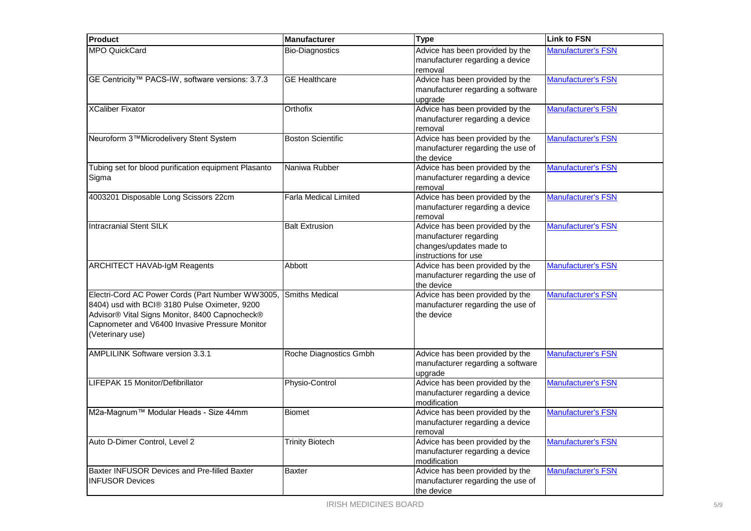| Product | Manufacturer | Type | Link to FSN |
|---|---|---|---|
| MPO QuickCard | Bio-Diagnostics | Advice has been provided by the manufacturer regarding a device removal | Manufacturer's FSN |
| GE Centricity™ PACS-IW, software versions: 3.7.3 | GE Healthcare | Advice has been provided by the manufacturer regarding a software upgrade | Manufacturer's FSN |
| XCaliber Fixator | Orthofix | Advice has been provided by the manufacturer regarding a device removal | Manufacturer's FSN |
| Neuroform 3™Microdelivery Stent System | Boston Scientific | Advice has been provided by the manufacturer regarding the use of the device | Manufacturer's FSN |
| Tubing set for blood purification equipment Plasanto Sigma | Naniwa Rubber | Advice has been provided by the manufacturer regarding a device removal | Manufacturer's FSN |
| 4003201 Disposable Long Scissors 22cm | Farla Medical Limited | Advice has been provided by the manufacturer regarding a device removal | Manufacturer's FSN |
| Intracranial Stent SILK | Balt Extrusion | Advice has been provided by the manufacturer regarding changes/updates made to instructions for use | Manufacturer's FSN |
| ARCHITECT HAVAb-IgM Reagents | Abbott | Advice has been provided by the manufacturer regarding the use of the device | Manufacturer's FSN |
| Electri-Cord AC Power Cords (Part Number WW3005, 8404) usd with BCI® 3180 Pulse Oximeter, 9200 Advisor® Vital Signs Monitor, 8400 Capnocheck® Capnometer and V6400 Invasive Pressure Monitor (Veterinary use) | Smiths Medical | Advice has been provided by the manufacturer regarding the use of the device | Manufacturer's FSN |
| AMPLILINK Software version 3.3.1 | Roche Diagnostics Gmbh | Advice has been provided by the manufacturer regarding a software upgrade | Manufacturer's FSN |
| LIFEPAK 15 Monitor/Defibrillator | Physio-Control | Advice has been provided by the manufacturer regarding a device modification | Manufacturer's FSN |
| M2a-Magnum™ Modular Heads - Size 44mm | Biomet | Advice has been provided by the manufacturer regarding a device removal | Manufacturer's FSN |
| Auto D-Dimer Control, Level 2 | Trinity Biotech | Advice has been provided by the manufacturer regarding a device modification | Manufacturer's FSN |
| Baxter INFUSOR Devices and Pre-filled Baxter INFUSOR Devices | Baxter | Advice has been provided by the manufacturer regarding the use of the device | Manufacturer's FSN |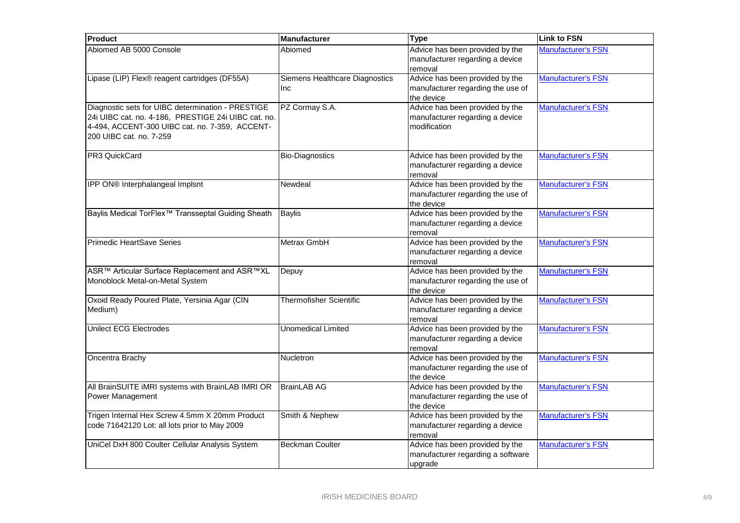| Product | Manufacturer | Type | Link to FSN |
|---|---|---|---|
| Abiomed AB 5000 Console | Abiomed | Advice has been provided by the manufacturer regarding a device removal | Manufacturer's FSN |
| Lipase (LIP) Flex® reagent cartridges (DF55A) | Siemens Healthcare Diagnostics Inc | Advice has been provided by the manufacturer regarding the use of the device | Manufacturer's FSN |
| Diagnostic sets for UIBC determination - PRESTIGE 24i UIBC cat. no. 4-186, PRESTIGE 24i UIBC cat. no. 4-494, ACCENT-300 UIBC cat. no. 7-359, ACCENT-200 UIBC cat. no. 7-259 | PZ Cormay S.A. | Advice has been provided by the manufacturer regarding a device modification | Manufacturer's FSN |
| PR3 QuickCard | Bio-Diagnostics | Advice has been provided by the manufacturer regarding a device removal | Manufacturer's FSN |
| IPP ON® Interphalangeal Implsnt | Newdeal | Advice has been provided by the manufacturer regarding the use of the device | Manufacturer's FSN |
| Baylis Medical TorFlex™ Transseptal Guiding Sheath | Baylis | Advice has been provided by the manufacturer regarding a device removal | Manufacturer's FSN |
| Primedic HeartSave Series | Metrax GmbH | Advice has been provided by the manufacturer regarding a device removal | Manufacturer's FSN |
| ASR™ Articular Surface Replacement and ASR™XL Monoblock Metal-on-Metal System | Depuy | Advice has been provided by the manufacturer regarding the use of the device | Manufacturer's FSN |
| Oxoid Ready Poured Plate, Yersinia Agar (CIN Medium) | Thermofisher Scientific | Advice has been provided by the manufacturer regarding a device removal | Manufacturer's FSN |
| Unilect ECG Electrodes | Unomedical Limited | Advice has been provided by the manufacturer regarding a device removal | Manufacturer's FSN |
| Oncentra Brachy | Nucletron | Advice has been provided by the manufacturer regarding the use of the device | Manufacturer's FSN |
| All BrainSUITE iMRI systems with BrainLAB IMRI OR Power Management | BrainLAB AG | Advice has been provided by the manufacturer regarding the use of the device | Manufacturer's FSN |
| Trigen Internal Hex Screw 4.5mm X 20mm Product code 71642120 Lot: all lots prior to May 2009 | Smith & Nephew | Advice has been provided by the manufacturer regarding a device removal | Manufacturer's FSN |
| UniCel DxH 800 Coulter Cellular Analysis System | Beckman Coulter | Advice has been provided by the manufacturer regarding a software upgrade | Manufacturer's FSN |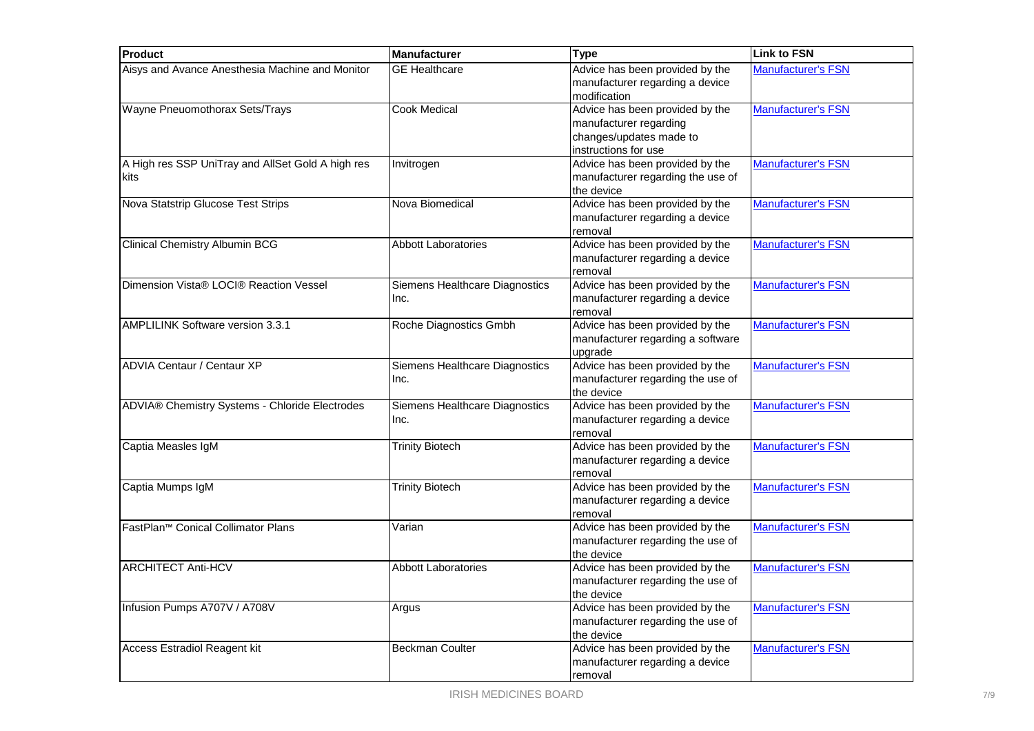| Product | Manufacturer | Type | Link to FSN |
| --- | --- | --- | --- |
| Aisys and Avance Anesthesia Machine and Monitor | GE Healthcare | Advice has been provided by the manufacturer regarding a device modification | Manufacturer's FSN |
| Wayne Pneuomothorax Sets/Trays | Cook Medical | Advice has been provided by the manufacturer regarding changes/updates made to instructions for use | Manufacturer's FSN |
| A High res SSP UniTray and AllSet Gold A high res kits | Invitrogen | Advice has been provided by the manufacturer regarding the use of the device | Manufacturer's FSN |
| Nova Statstrip Glucose Test Strips | Nova Biomedical | Advice has been provided by the manufacturer regarding a device removal | Manufacturer's FSN |
| Clinical Chemistry Albumin BCG | Abbott Laboratories | Advice has been provided by the manufacturer regarding a device removal | Manufacturer's FSN |
| Dimension Vista® LOCI® Reaction Vessel | Siemens Healthcare Diagnostics Inc. | Advice has been provided by the manufacturer regarding a device removal | Manufacturer's FSN |
| AMPLILINK Software version 3.3.1 | Roche Diagnostics Gmbh | Advice has been provided by the manufacturer regarding a software upgrade | Manufacturer's FSN |
| ADVIA Centaur / Centaur XP | Siemens Healthcare Diagnostics Inc. | Advice has been provided by the manufacturer regarding the use of the device | Manufacturer's FSN |
| ADVIA® Chemistry Systems - Chloride Electrodes | Siemens Healthcare Diagnostics Inc. | Advice has been provided by the manufacturer regarding a device removal | Manufacturer's FSN |
| Captia Measles IgM | Trinity Biotech | Advice has been provided by the manufacturer regarding a device removal | Manufacturer's FSN |
| Captia Mumps IgM | Trinity Biotech | Advice has been provided by the manufacturer regarding a device removal | Manufacturer's FSN |
| FastPlan™ Conical Collimator Plans | Varian | Advice has been provided by the manufacturer regarding the use of the device | Manufacturer's FSN |
| ARCHITECT Anti-HCV | Abbott Laboratories | Advice has been provided by the manufacturer regarding the use of the device | Manufacturer's FSN |
| Infusion Pumps A707V / A708V | Argus | Advice has been provided by the manufacturer regarding the use of the device | Manufacturer's FSN |
| Access Estradiol Reagent kit | Beckman Coulter | Advice has been provided by the manufacturer regarding a device removal | Manufacturer's FSN |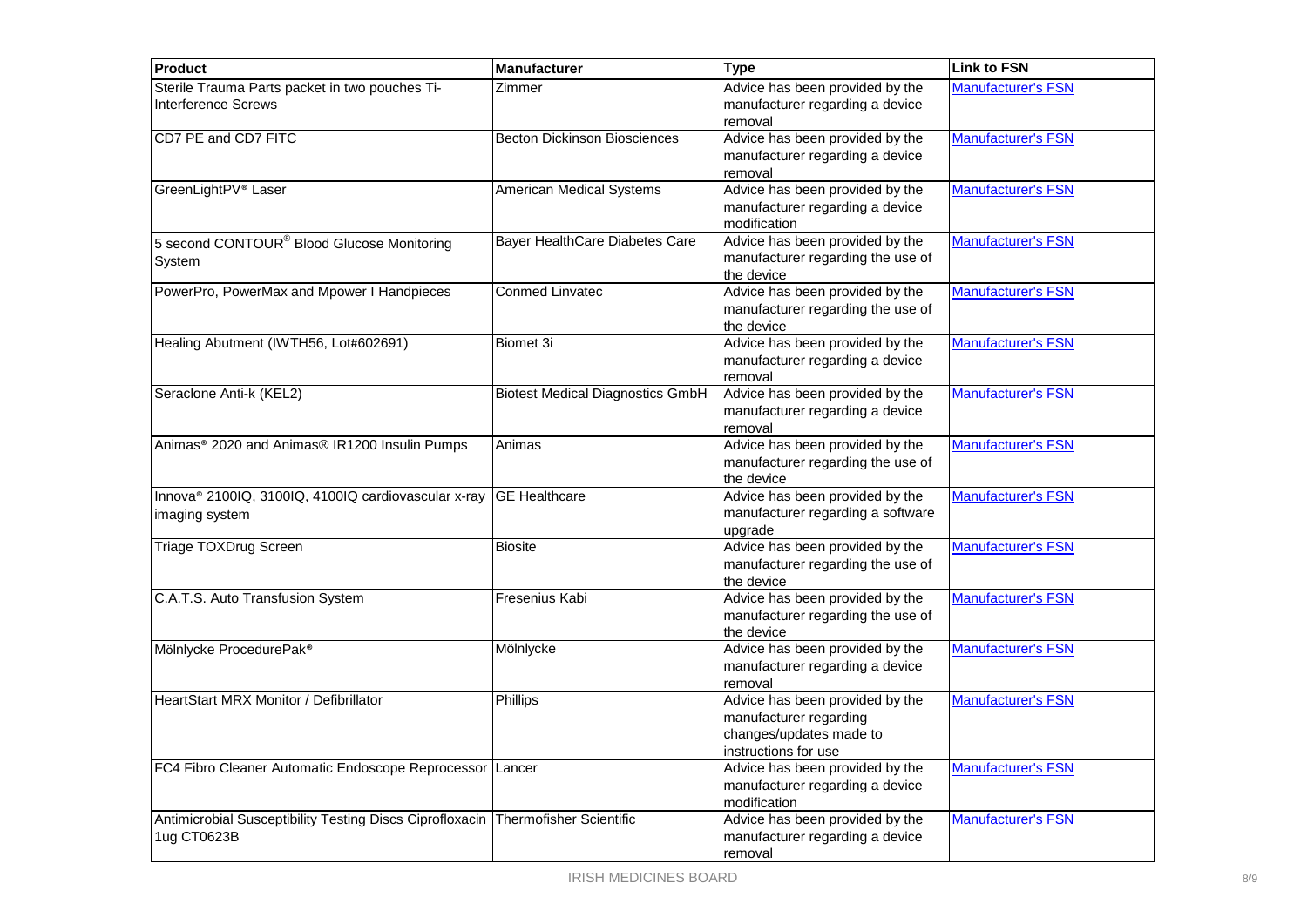| Product | Manufacturer | Type | Link to FSN |
|---|---|---|---|
| Sterile Trauma Parts packet in two pouches Ti-Interference Screws | Zimmer | Advice has been provided by the manufacturer regarding a device removal | Manufacturer's FSN |
| CD7 PE and CD7 FITC | Becton Dickinson Biosciences | Advice has been provided by the manufacturer regarding a device removal | Manufacturer's FSN |
| GreenLightPV® Laser | American Medical Systems | Advice has been provided by the manufacturer regarding a device modification | Manufacturer's FSN |
| 5 second CONTOUR® Blood Glucose Monitoring System | Bayer HealthCare Diabetes Care | Advice has been provided by the manufacturer regarding the use of the device | Manufacturer's FSN |
| PowerPro, PowerMax and Mpower I Handpieces | Conmed Linvatec | Advice has been provided by the manufacturer regarding the use of the device | Manufacturer's FSN |
| Healing Abutment (IWTH56, Lot#602691) | Biomet 3i | Advice has been provided by the manufacturer regarding a device removal | Manufacturer's FSN |
| Seraclone Anti-k (KEL2) | Biotest Medical Diagnostics GmbH | Advice has been provided by the manufacturer regarding a device removal | Manufacturer's FSN |
| Animas® 2020 and Animas® IR1200 Insulin Pumps | Animas | Advice has been provided by the manufacturer regarding the use of the device | Manufacturer's FSN |
| Innova® 2100IQ, 3100IQ, 4100IQ cardiovascular x-ray imaging system | GE Healthcare | Advice has been provided by the manufacturer regarding a software upgrade | Manufacturer's FSN |
| Triage TOXDrug Screen | Biosite | Advice has been provided by the manufacturer regarding the use of the device | Manufacturer's FSN |
| C.A.T.S. Auto Transfusion System | Fresenius Kabi | Advice has been provided by the manufacturer regarding the use of the device | Manufacturer's FSN |
| Mölnlycke ProcedurePak® | Mölnlycke | Advice has been provided by the manufacturer regarding a device removal | Manufacturer's FSN |
| HeartStart MRX Monitor / Defibrillator | Phillips | Advice has been provided by the manufacturer regarding changes/updates made to instructions for use | Manufacturer's FSN |
| FC4 Fibro Cleaner Automatic Endoscope Reprocessor | Lancer | Advice has been provided by the manufacturer regarding a device modification | Manufacturer's FSN |
| Antimicrobial Susceptibility Testing Discs Ciprofloxacin 1ug CT0623B | Thermofisher Scientific | Advice has been provided by the manufacturer regarding a device removal | Manufacturer's FSN |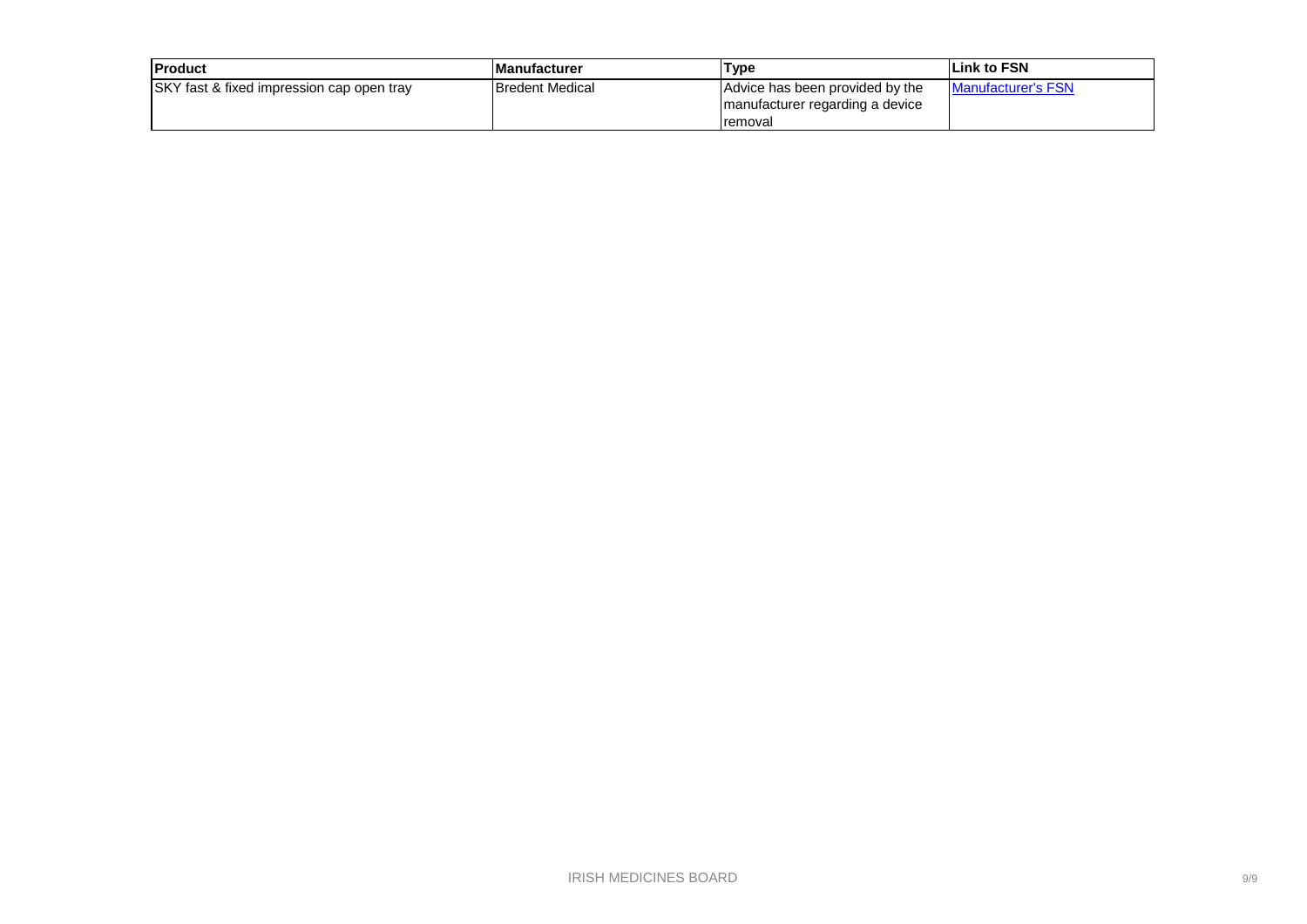| Product | Manufacturer | Type | Link to FSN |
| --- | --- | --- | --- |
| SKY fast & fixed impression cap open tray | Bredent Medical | Advice has been provided by the manufacturer regarding a device removal | Manufacturer's FSN |